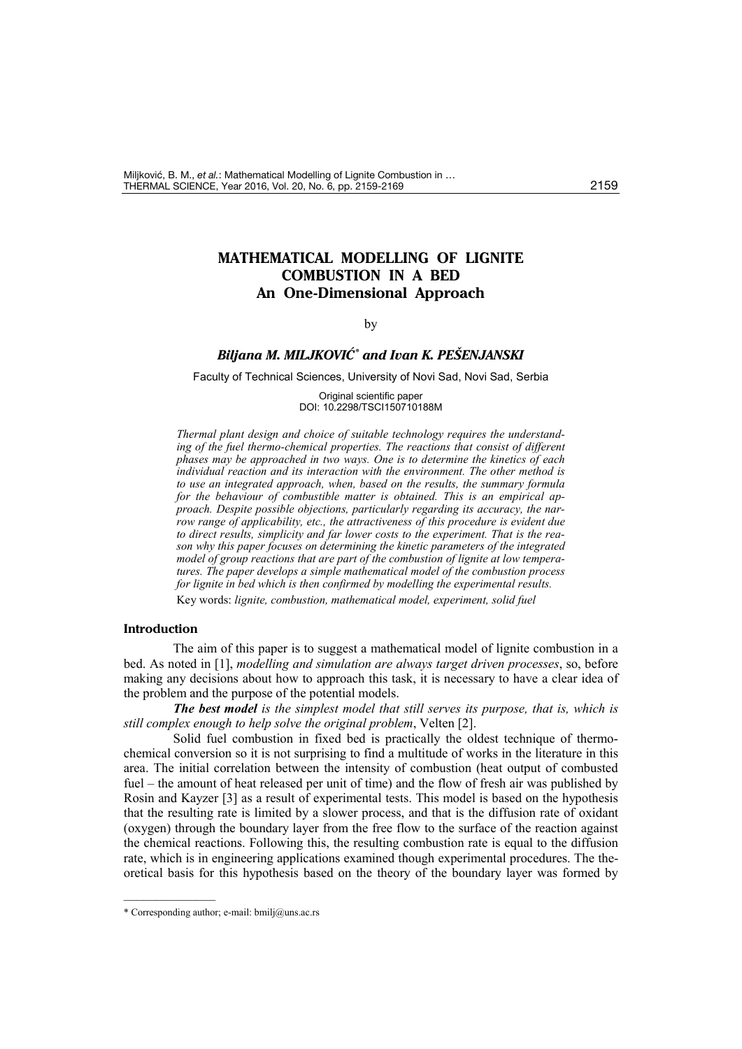# MATHEMATICAL MODELLING OF LIGNITE COMBUSTION IN A BED
## An One-Dimensional Approach

by

***Biljana M. MILJKOVIĆ*** [*] ***and Ivan K. PEŠENJANSKI***

Faculty of Technical Sciences, University of Novi Sad, Novi Sad, Serbia

Original scientific paper
DOI: 10.2298/TSCI150710188M

*Thermal plant design and choice of suitable technology requires the understanding of the fuel thermo-chemical properties. The reactions that consist of different phases may be approached in two ways. One is to determine the kinetics of each individual reaction and its interaction with the environment. The other method is to use an integrated approach, when, based on the results, the summary formula for the behaviour of combustible matter is obtained. This is an empirical approach. Despite possible objections, particularly regarding its accuracy, the narrow range of applicability, etc., the attractiveness of this procedure is evident due to direct results, simplicity and far lower costs to the experiment. That is the reason why this paper focuses on determining the kinetic parameters of the integrated model of group reactions that are part of the combustion of lignite at low temperatures. The paper develops a simple mathematical model of the combustion process for lignite in bed which is then confirmed by modelling the experimental results.*

Key words: *lignite, combustion, mathematical model, experiment, solid fuel*

### Introduction

The aim of this paper is to suggest a mathematical model of lignite combustion in a bed. As noted in [1], *modelling and simulation are always target driven processes*, so, before making any decisions about how to approach this task, it is necessary to have a clear idea of the problem and the purpose of the potential models.

***The best model*** *is the simplest model that still serves its purpose, that is, which is still complex enough to help solve the original problem*, Velten [2].

Solid fuel combustion in fixed bed is practically the oldest technique of thermo-chemical conversion so it is not surprising to find a multitude of works in the literature in this area. The initial correlation between the intensity of combustion (heat output of combusted fuel – the amount of heat released per unit of time) and the flow of fresh air was published by Rosin and Kayzer [3] as a result of experimental tests. This model is based on the hypothesis that the resulting rate is limited by a slower process, and that is the diffusion rate of oxidant (oxygen) through the boundary layer from the free flow to the surface of the reaction against the chemical reactions. Following this, the resulting combustion rate is equal to the diffusion rate, which is in engineering applications examined though experimental procedures. The theoretical basis for this hypothesis based on the theory of the boundary layer was formed by

---

[*] Corresponding author; e-mail: bmilj@uns.ac.rs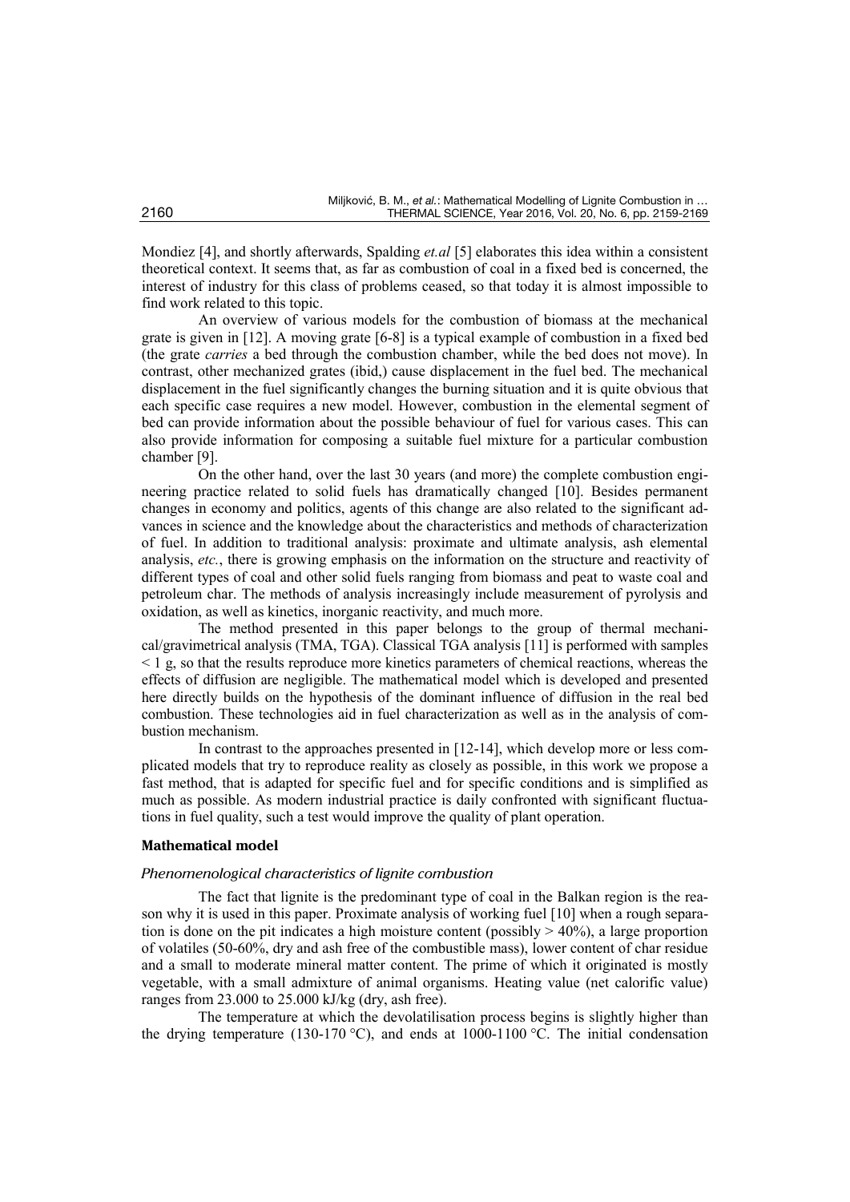Mondiez [4], and shortly afterwards, Spalding *et.al* [5] elaborates this idea within a consistent theoretical context. It seems that, as far as combustion of coal in a fixed bed is concerned, the interest of industry for this class of problems ceased, so that today it is almost impossible to find work related to this topic.

An overview of various models for the combustion of biomass at the mechanical grate is given in [12]. A moving grate [6-8] is a typical example of combustion in a fixed bed (the grate *carries* a bed through the combustion chamber, while the bed does not move). In contrast, other mechanized grates (ibid,) cause displacement in the fuel bed. The mechanical displacement in the fuel significantly changes the burning situation and it is quite obvious that each specific case requires a new model. However, combustion in the elemental segment of bed can provide information about the possible behaviour of fuel for various cases. This can also provide information for composing a suitable fuel mixture for a particular combustion chamber [9].

On the other hand, over the last 30 years (and more) the complete combustion engineering practice related to solid fuels has dramatically changed [10]. Besides permanent changes in economy and politics, agents of this change are also related to the significant advances in science and the knowledge about the characteristics and methods of characterization of fuel. In addition to traditional analysis: proximate and ultimate analysis, ash elemental analysis, *etc.*, there is growing emphasis on the information on the structure and reactivity of different types of coal and other solid fuels ranging from biomass and peat to waste coal and petroleum char. The methods of analysis increasingly include measurement of pyrolysis and oxidation, as well as kinetics, inorganic reactivity, and much more.

The method presented in this paper belongs to the group of thermal mechanical/gravimetrical analysis (TMA, TGA). Classical TGA analysis [11] is performed with samples $< 1$ g, so that the results reproduce more kinetics parameters of chemical reactions, whereas the effects of diffusion are negligible. The mathematical model which is developed and presented here directly builds on the hypothesis of the dominant influence of diffusion in the real bed combustion. These technologies aid in fuel characterization as well as in the analysis of combustion mechanism.

In contrast to the approaches presented in [12-14], which develop more or less complicated models that try to reproduce reality as closely as possible, in this work we propose a fast method, that is adapted for specific fuel and for specific conditions and is simplified as much as possible. As modern industrial practice is daily confronted with significant fluctuations in fuel quality, such a test would improve the quality of plant operation.

## Mathematical model

### *Phenomenological characteristics of lignite combustion*

The fact that lignite is the predominant type of coal in the Balkan region is the reason why it is used in this paper. Proximate analysis of working fuel [10] when a rough separation is done on the pit indicates a high moisture content (possibly $> 40\%$), a large proportion of volatiles (50-60%, dry and ash free of the combustible mass), lower content of char residue and a small to moderate mineral matter content. The prime of which it originated is mostly vegetable, with a small admixture of animal organisms. Heating value (net calorific value) ranges from 23.000 to 25.000 kJ/kg (dry, ash free).

The temperature at which the devolatilisation process begins is slightly higher than the drying temperature (130-170 °C), and ends at 1000-1100 °C. The initial condensation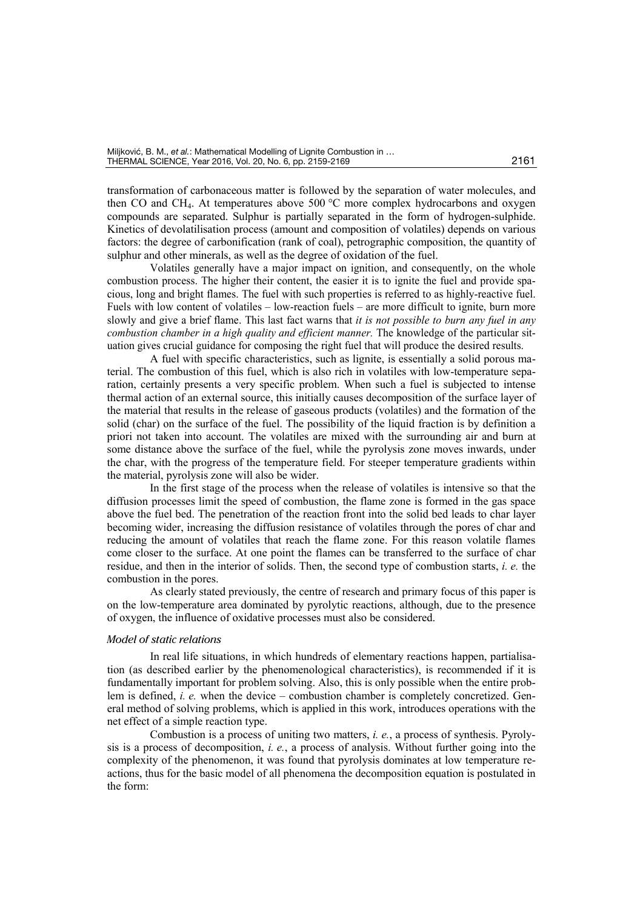transformation of carbonaceous matter is followed by the separation of water molecules, and then CO and $CH_4$. At temperatures above 500 °C more complex hydrocarbons and oxygen compounds are separated. Sulphur is partially separated in the form of hydrogen-sulphide. Kinetics of devolatilisation process (amount and composition of volatiles) depends on various factors: the degree of carbonification (rank of coal), petrographic composition, the quantity of sulphur and other minerals, as well as the degree of oxidation of the fuel.

Volatiles generally have a major impact on ignition, and consequently, on the whole combustion process. The higher their content, the easier it is to ignite the fuel and provide spacious, long and bright flames. The fuel with such properties is referred to as highly-reactive fuel. Fuels with low content of volatiles – low-reaction fuels – are more difficult to ignite, burn more slowly and give a brief flame. This last fact warns that *it is not possible to burn any fuel in any combustion chamber in a high quality and efficient manner.* The knowledge of the particular situation gives crucial guidance for composing the right fuel that will produce the desired results.

A fuel with specific characteristics, such as lignite, is essentially a solid porous material. The combustion of this fuel, which is also rich in volatiles with low-temperature separation, certainly presents a very specific problem. When such a fuel is subjected to intense thermal action of an external source, this initially causes decomposition of the surface layer of the material that results in the release of gaseous products (volatiles) and the formation of the solid (char) on the surface of the fuel. The possibility of the liquid fraction is by definition a priori not taken into account. The volatiles are mixed with the surrounding air and burn at some distance above the surface of the fuel, while the pyrolysis zone moves inwards, under the char, with the progress of the temperature field. For steeper temperature gradients within the material, pyrolysis zone will also be wider.

In the first stage of the process when the release of volatiles is intensive so that the diffusion processes limit the speed of combustion, the flame zone is formed in the gas space above the fuel bed. The penetration of the reaction front into the solid bed leads to char layer becoming wider, increasing the diffusion resistance of volatiles through the pores of char and reducing the amount of volatiles that reach the flame zone. For this reason volatile flames come closer to the surface. At one point the flames can be transferred to the surface of char residue, and then in the interior of solids. Then, the second type of combustion starts, *i. e.* the combustion in the pores.

As clearly stated previously, the centre of research and primary focus of this paper is on the low-temperature area dominated by pyrolytic reactions, although, due to the presence of oxygen, the influence of oxidative processes must also be considered.

### *Model of static relations*

In real life situations, in which hundreds of elementary reactions happen, partialisation (as described earlier by the phenomenological characteristics), is recommended if it is fundamentally important for problem solving. Also, this is only possible when the entire problem is defined, *i. e.* when the device – combustion chamber is completely concretized. General method of solving problems, which is applied in this work, introduces operations with the net effect of a simple reaction type.

Combustion is a process of uniting two matters, *i. e.*, a process of synthesis. Pyrolysis is a process of decomposition, *i. e.*, a process of analysis. Without further going into the complexity of the phenomenon, it was found that pyrolysis dominates at low temperature reactions, thus for the basic model of all phenomena the decomposition equation is postulated in the form: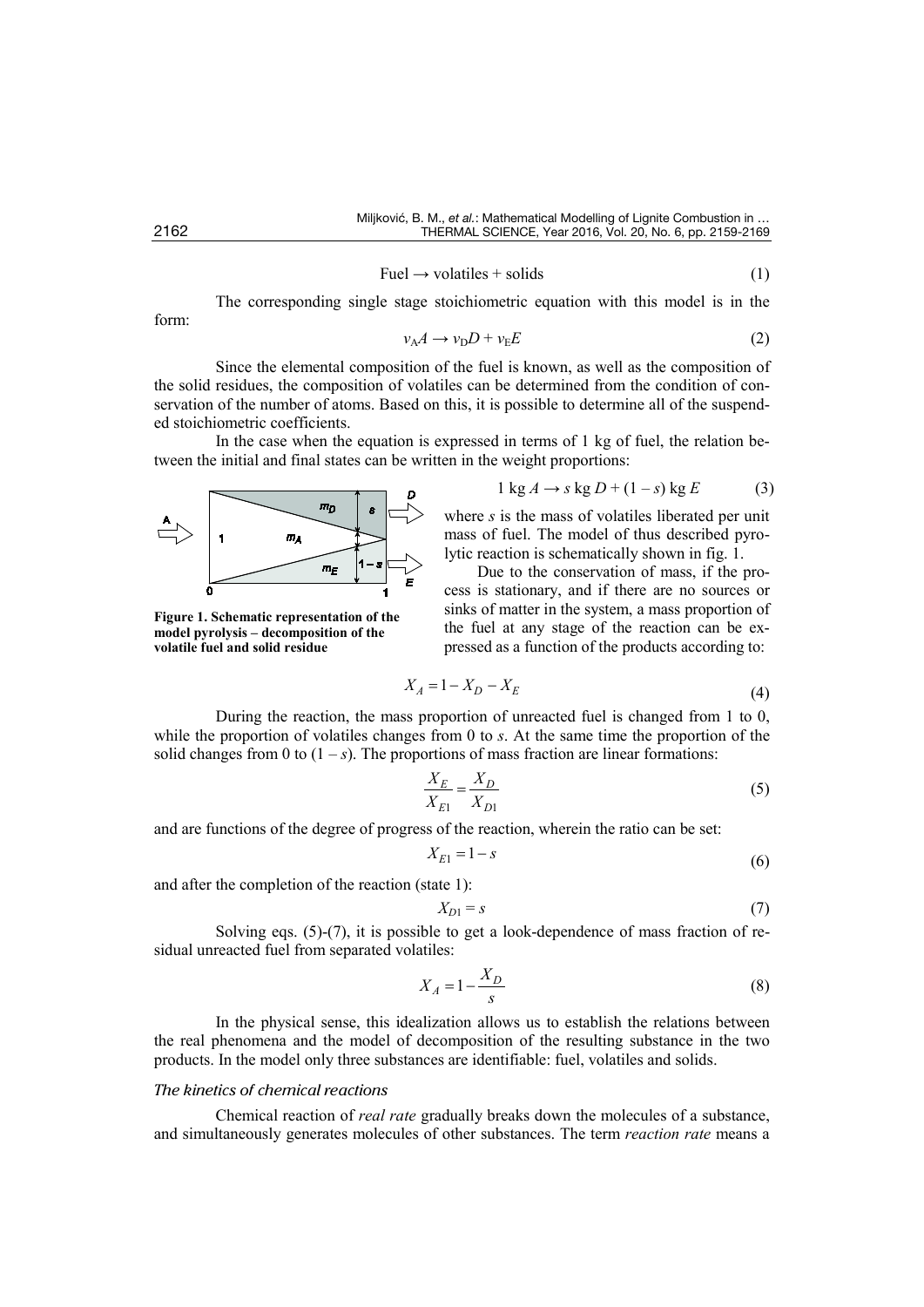$$\text{Fuel} \rightarrow \text{volatiles} + \text{solids} \tag{1}$$

The corresponding single stage stoichiometric equation with this model is in the form:

$$v_A A \rightarrow v_D D + v_E E \tag{2}$$

Since the elemental composition of the fuel is known, as well as the composition of the solid residues, the composition of volatiles can be determined from the condition of conservation of the number of atoms. Based on this, it is possible to determine all of the suspended stoichiometric coefficients.

In the case when the equation is expressed in terms of 1 kg of fuel, the relation between the initial and final states can be written in the weight proportions:

$$1 \text{ kg } A \rightarrow s \text{ kg } D + (1 - s) \text{ kg } E \tag{3}$$

where $s$ is the mass of volatiles liberated per unit mass of fuel. The model of thus described pyrolytic reaction is schematically shown in fig. 1.

**Figure 1. Schematic representation of the model pyrolysis – decomposition of the volatile fuel and solid residue**

Due to the conservation of mass, if the process is stationary, and if there are no sources or sinks of matter in the system, a mass proportion of the fuel at any stage of the reaction can be expressed as a function of the products according to:

$$X_A = 1 - X_D - X_E \tag{4}$$

During the reaction, the mass proportion of unreacted fuel is changed from 1 to 0, while the proportion of volatiles changes from 0 to $s$. At the same time the proportion of the solid changes from 0 to $(1 - s)$. The proportions of mass fraction are linear formations:

$$\frac{X_E}{X_{E1}} = \frac{X_D}{X_{D1}} \tag{5}$$

and are functions of the degree of progress of the reaction, wherein the ratio can be set:

$$X_{E1} = 1 - s \tag{6}$$

and after the completion of the reaction (state 1):

$$X_{D1} = s \tag{7}$$

Solving eqs. (5)-(7), it is possible to get a look-dependence of mass fraction of residual unreacted fuel from separated volatiles:

$$X_A = 1 - \frac{X_D}{s} \tag{8}$$

In the physical sense, this idealization allows us to establish the relations between the real phenomena and the model of decomposition of the resulting substance in the two products. In the model only three substances are identifiable: fuel, volatiles and solids.

### *The kinetics of chemical reactions*

Chemical reaction of *real rate* gradually breaks down the molecules of a substance, and simultaneously generates molecules of other substances. The term *reaction rate* means a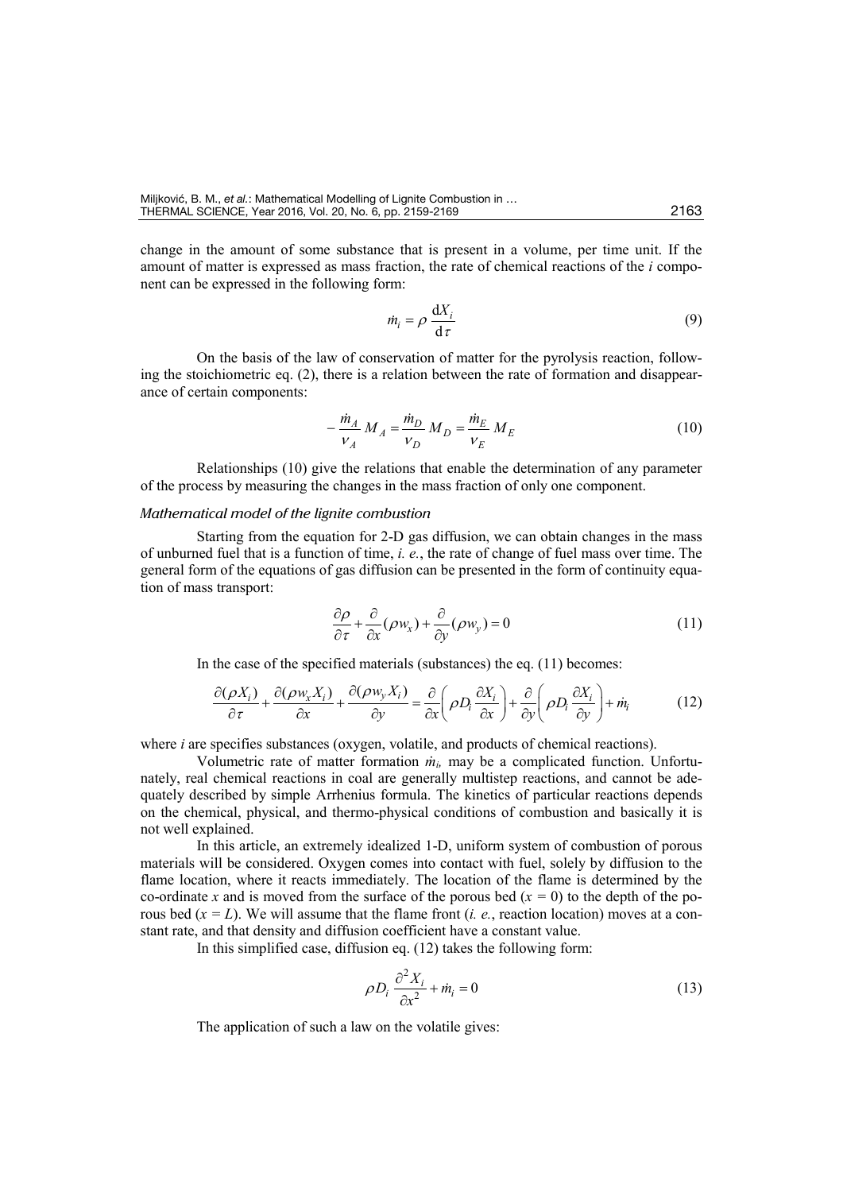change in the amount of some substance that is present in a volume, per time unit. If the amount of matter is expressed as mass fraction, the rate of chemical reactions of the *i* component can be expressed in the following form:

$$\dot{m}_i = \rho \frac{\mathrm{d}X_i}{\mathrm{d}\tau} \tag{9}$$

On the basis of the law of conservation of matter for the pyrolysis reaction, following the stoichiometric eq. (2), there is a relation between the rate of formation and disappearance of certain components:

$$-\frac{\dot{m}_A}{\nu_A} M_A = \frac{\dot{m}_D}{\nu_D} M_D = \frac{\dot{m}_E}{\nu_E} M_E \tag{10}$$

Relationships (10) give the relations that enable the determination of any parameter of the process by measuring the changes in the mass fraction of only one component.

### *Mathematical model of the lignite combustion*

Starting from the equation for 2-D gas diffusion, we can obtain changes in the mass of unburned fuel that is a function of time, *i. e.*, the rate of change of fuel mass over time. The general form of the equations of gas diffusion can be presented in the form of continuity equation of mass transport:

$$\frac{\partial \rho}{\partial \tau} + \frac{\partial}{\partial x}(\rho w_x) + \frac{\partial}{\partial y}(\rho w_y) = 0 \tag{11}$$

In the case of the specified materials (substances) the eq. (11) becomes:

$$\frac{\partial(\rho X_i)}{\partial \tau} + \frac{\partial(\rho w_x X_i)}{\partial x} + \frac{\partial(\rho w_y X_i)}{\partial y} = \frac{\partial}{\partial x}\left(\rho D_i \frac{\partial X_i}{\partial x}\right) + \frac{\partial}{\partial y}\left(\rho D_i \frac{\partial X_i}{\partial y}\right) + \dot{m}_i \tag{12}$$

where *i* are specifies substances (oxygen, volatile, and products of chemical reactions).

Volumetric rate of matter formation $\dot{m}_i$, may be a complicated function. Unfortunately, real chemical reactions in coal are generally multistep reactions, and cannot be adequately described by simple Arrhenius formula. The kinetics of particular reactions depends on the chemical, physical, and thermo-physical conditions of combustion and basically it is not well explained.

In this article, an extremely idealized 1-D, uniform system of combustion of porous materials will be considered. Oxygen comes into contact with fuel, solely by diffusion to the flame location, where it reacts immediately. The location of the flame is determined by the co-ordinate *x* and is moved from the surface of the porous bed ($x = 0$) to the depth of the porous bed ($x = L$). We will assume that the flame front (*i. e.*, reaction location) moves at a constant rate, and that density and diffusion coefficient have a constant value.

In this simplified case, diffusion eq. (12) takes the following form:

$$\rho D_i \frac{\partial^2 X_i}{\partial x^2} + \dot{m}_i = 0 \tag{13}$$

The application of such a law on the volatile gives: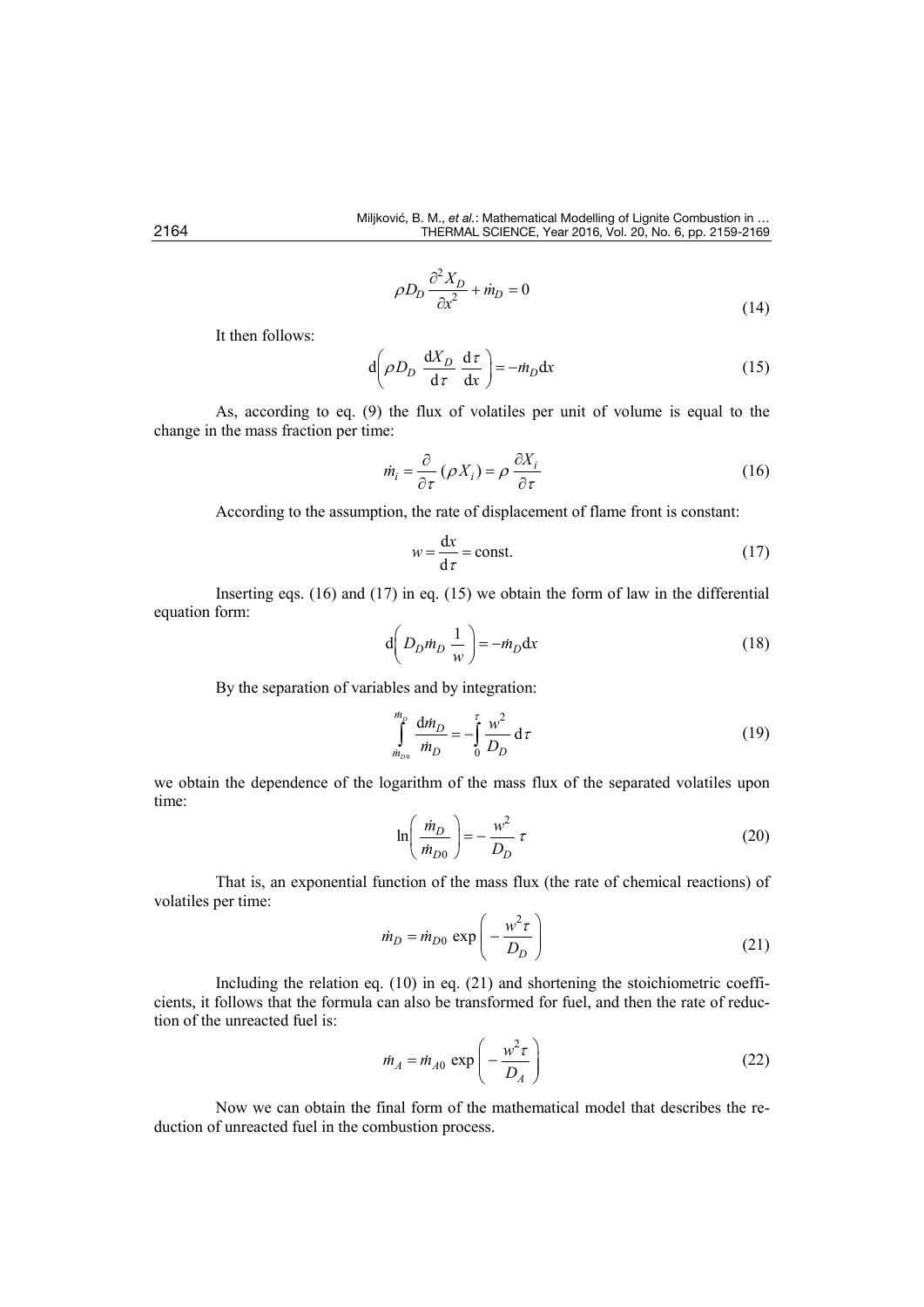$$\rho D_D \frac{\partial^2 X_D}{\partial x^2} + \dot{m}_D = 0 \tag{14}$$

It then follows:

$$\mathrm{d}\left( \rho D_D \frac{\mathrm{d}X_D}{\mathrm{d}\tau} \frac{\mathrm{d}\tau}{\mathrm{d}x} \right) = -\dot{m}_D \mathrm{d}x \tag{15}$$

As, according to eq. (9) the flux of volatiles per unit of volume is equal to the change in the mass fraction per time:

$$\dot{m}_i = \frac{\partial}{\partial \tau}(\rho X_i) = \rho \frac{\partial X_i}{\partial \tau} \tag{16}$$

According to the assumption, the rate of displacement of flame front is constant:

$$w = \frac{\mathrm{d}x}{\mathrm{d}\tau} = \text{const.} \tag{17}$$

Inserting eqs. (16) and (17) in eq. (15) we obtain the form of law in the differential equation form:

$$\mathrm{d}\left( D_D \dot{m}_D \frac{1}{w} \right) = -\dot{m}_D \mathrm{d}x \tag{18}$$

By the separation of variables and by integration:

$$\int_{\dot{m}_{D0}}^{\dot{m}_D} \frac{\mathrm{d}\dot{m}_D}{\dot{m}_D} = -\int_0^{\tau} \frac{w^2}{D_D} \mathrm{d}\tau \tag{19}$$

we obtain the dependence of the logarithm of the mass flux of the separated volatiles upon time:

$$\ln\left( \frac{\dot{m}_D}{\dot{m}_{D0}} \right) = -\frac{w^2}{D_D} \tau \tag{20}$$

That is, an exponential function of the mass flux (the rate of chemical reactions) of volatiles per time:

$$\dot{m}_D = \dot{m}_{D0} \exp\left( -\frac{w^2 \tau}{D_D} \right) \tag{21}$$

Including the relation eq. (10) in eq. (21) and shortening the stoichiometric coefficients, it follows that the formula can also be transformed for fuel, and then the rate of reduction of the unreacted fuel is:

$$\dot{m}_A = \dot{m}_{A0} \exp\left( -\frac{w^2 \tau}{D_A} \right) \tag{22}$$

Now we can obtain the final form of the mathematical model that describes the reduction of unreacted fuel in the combustion process.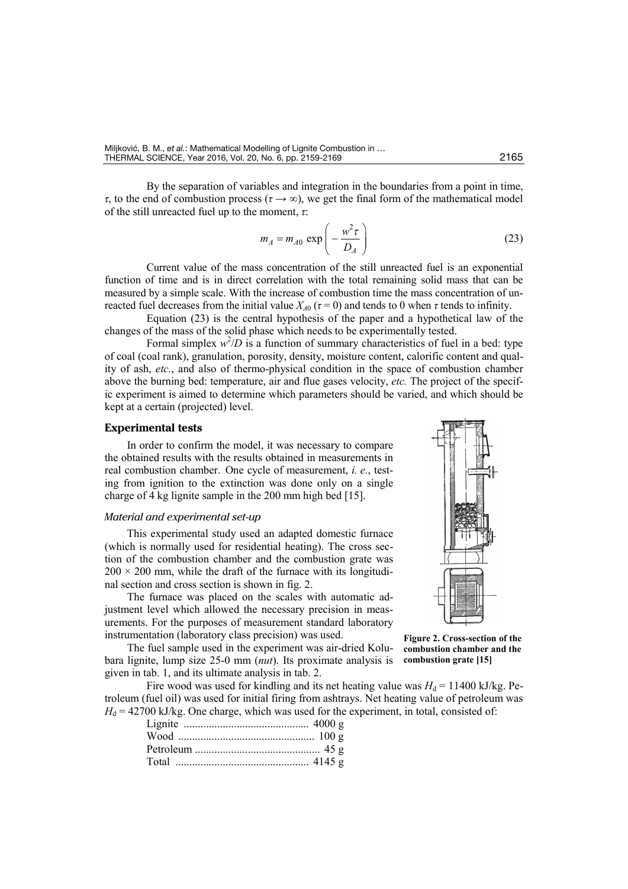By the separation of variables and integration in the boundaries from a point in time, $\tau$, to the end of combustion process ($\tau \rightarrow \infty$), we get the final form of the mathematical model of the still unreacted fuel up to the moment, $\tau$:

$$m_A = m_{A0} \exp\left(-\frac{w^2 \tau}{D_A}\right) \tag{23}$$

Current value of the mass concentration of the still unreacted fuel is an exponential function of time and is in direct correlation with the total remaining solid mass that can be measured by a simple scale. With the increase of combustion time the mass concentration of unreacted fuel decreases from the initial value $X_{A0}$ ($\tau = 0$) and tends to 0 when $\tau$ tends to infinity.

Equation (23) is the central hypothesis of the paper and a hypothetical law of the changes of the mass of the solid phase which needs to be experimentally tested.

Formal simplex $w^2/D$ is a function of summary characteristics of fuel in a bed: type of coal (coal rank), granulation, porosity, density, moisture content, calorific content and quality of ash, *etc.*, and also of thermo-physical condition in the space of combustion chamber above the burning bed: temperature, air and flue gases velocity, *etc.* The project of the specific experiment is aimed to determine which parameters should be varied, and which should be kept at a certain (projected) level.

## Experimental tests

In order to confirm the model, it was necessary to compare the obtained results with the results obtained in measurements in real combustion chamber. One cycle of measurement, *i. e.*, testing from ignition to the extinction was done only on a single charge of 4 kg lignite sample in the 200 mm high bed [15].

### *Material and experimental set-up*

This experimental study used an adapted domestic furnace (which is normally used for residential heating). The cross section of the combustion chamber and the combustion grate was 200 × 200 mm, while the draft of the furnace with its longitudinal section and cross section is shown in fig. 2.

The furnace was placed on the scales with automatic adjustment level which allowed the necessary precision in measurements. For the purposes of measurement standard laboratory instrumentation (laboratory class precision) was used.

**Figure 2. Cross-section of the combustion chamber and the combustion grate [15]**

The fuel sample used in the experiment was air-dried Kolubara lignite, lump size 25-0 mm (*nut*). Its proximate analysis is given in tab. 1, and its ultimate analysis in tab. 2.

Fire wood was used for kindling and its net heating value was $H_d$ = 11400 kJ/kg. Petroleum (fuel oil) was used for initial firing from ashtrays. Net heating value of petroleum was $H_d$ = 42700 kJ/kg. One charge, which was used for the experiment, in total, consisted of:

Lignite ............................................ 4000 g
Wood ................................................ 100 g
Petroleum ............................................ 45 g
Total ................................................ 4145 g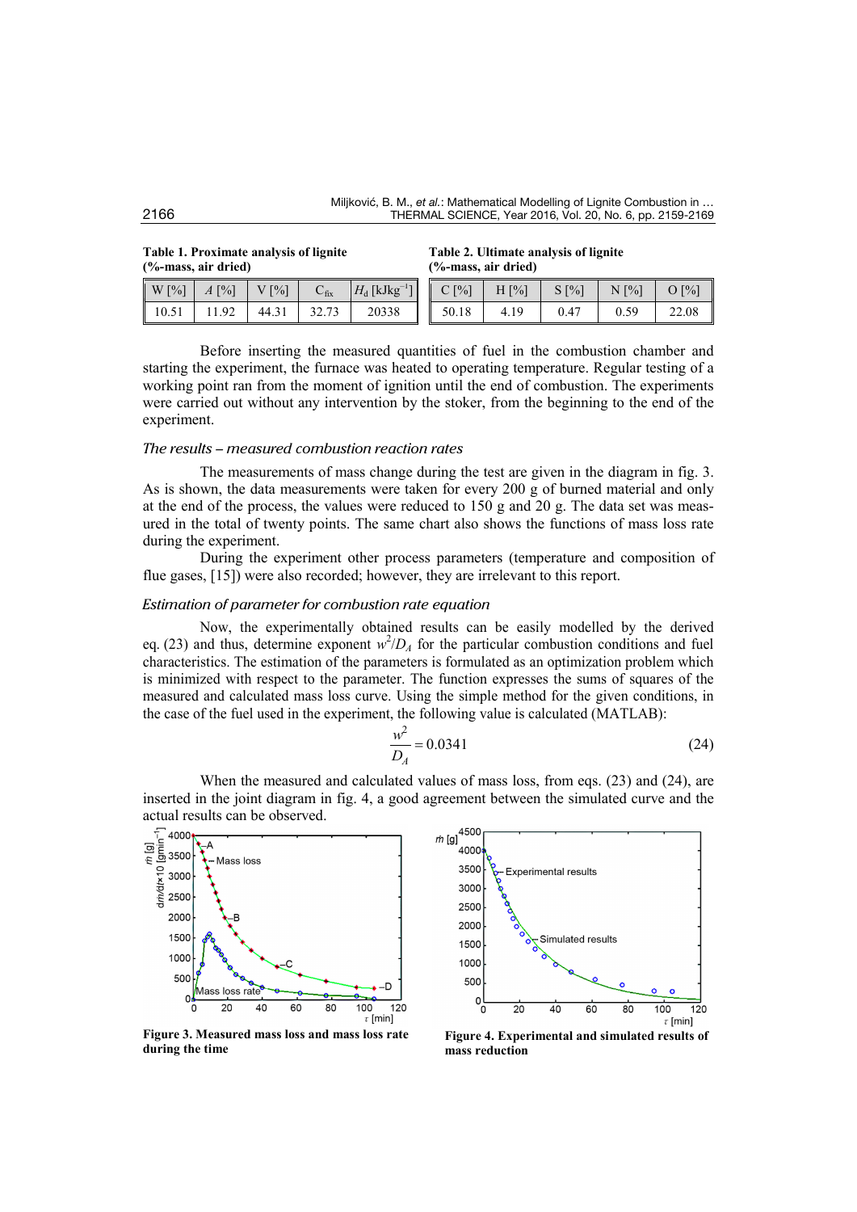**Table 1. Proximate analysis of lignite (%-mass, air dried)**

| W [%] | $A$ [%] | V [%] | $C_{fix}$ | $H_d$ [kJkg$^{-1}$] |
|---|---|---|---|---|
| 10.51 | 11.92 | 44.31 | 32.73 | 20338 |

**Table 2. Ultimate analysis of lignite (%-mass, air dried)**

| C [%] | H [%] | S [%] | N [%] | O [%] |
|---|---|---|---|---|
| 50.18 | 4.19 | 0.47 | 0.59 | 22.08 |

Before inserting the measured quantities of fuel in the combustion chamber and starting the experiment, the furnace was heated to operating temperature. Regular testing of a working point ran from the moment of ignition until the end of combustion. The experiments were carried out without any intervention by the stoker, from the beginning to the end of the experiment.

### *The results – measured combustion reaction rates*

The measurements of mass change during the test are given in the diagram in fig. 3. As is shown, the data measurements were taken for every 200 g of burned material and only at the end of the process, the values were reduced to 150 g and 20 g. The data set was measured in the total of twenty points. The same chart also shows the functions of mass loss rate during the experiment.

During the experiment other process parameters (temperature and composition of flue gases, [15]) were also recorded; however, they are irrelevant to this report.

### *Estimation of parameter for combustion rate equation*

Now, the experimentally obtained results can be easily modelled by the derived eq. (23) and thus, determine exponent $w^2/D_A$ for the particular combustion conditions and fuel characteristics. The estimation of the parameters is formulated as an optimization problem which is minimized with respect to the parameter. The function expresses the sums of squares of the measured and calculated mass loss curve. Using the simple method for the given conditions, in the case of the fuel used in the experiment, the following value is calculated (MATLAB):

$$\frac{w^2}{D_A} = 0.0341 \tag{24}$$

When the measured and calculated values of mass loss, from eqs. (23) and (24), are inserted in the joint diagram in fig. 4, a good agreement between the simulated curve and the actual results can be observed.

**Figure 3. Measured mass loss and mass loss rate during the time**

**Figure 4. Experimental and simulated results of mass reduction**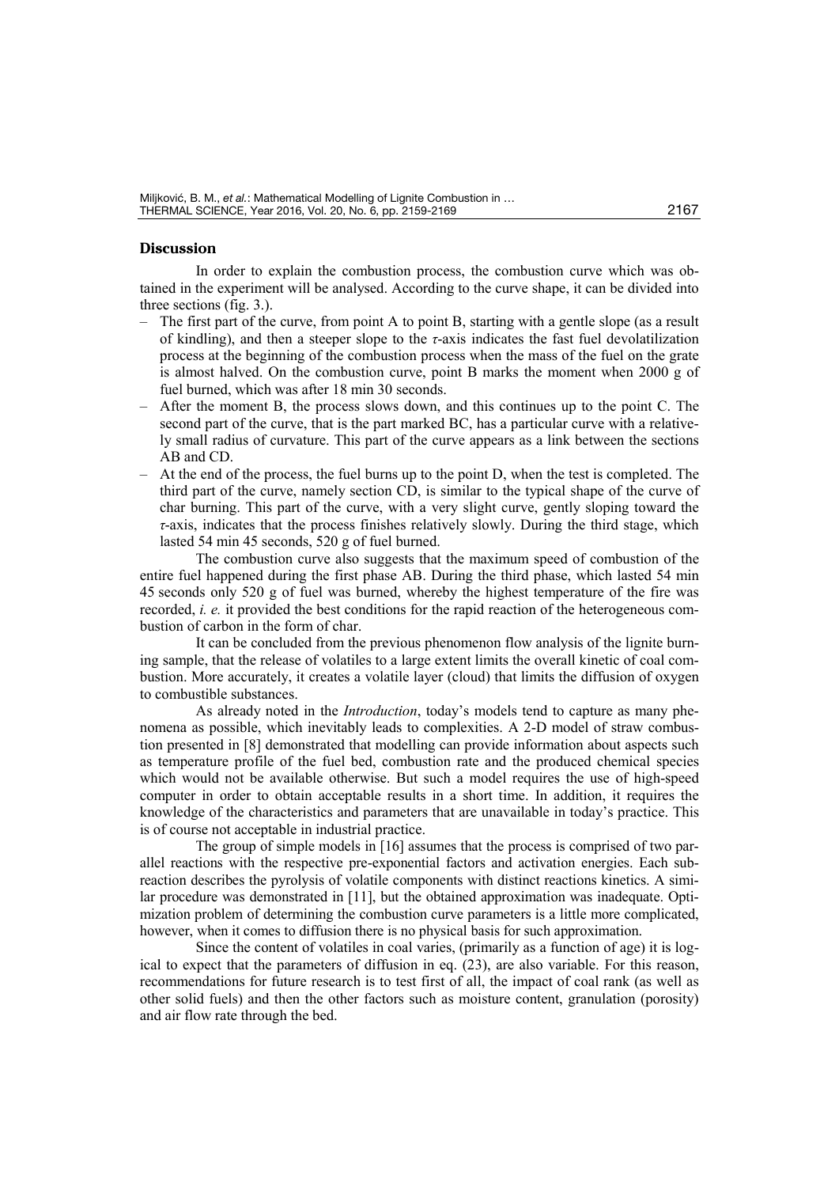## Discussion

In order to explain the combustion process, the combustion curve which was obtained in the experiment will be analysed. According to the curve shape, it can be divided into three sections (fig. 3.).

- The first part of the curve, from point A to point B, starting with a gentle slope (as a result of kindling), and then a steeper slope to the $\tau$-axis indicates the fast fuel devolatilization process at the beginning of the combustion process when the mass of the fuel on the grate is almost halved. On the combustion curve, point B marks the moment when 2000 g of fuel burned, which was after 18 min 30 seconds.
- After the moment B, the process slows down, and this continues up to the point C. The second part of the curve, that is the part marked BC, has a particular curve with a relatively small radius of curvature. This part of the curve appears as a link between the sections AB and CD.
- At the end of the process, the fuel burns up to the point D, when the test is completed. The third part of the curve, namely section CD, is similar to the typical shape of the curve of char burning. This part of the curve, with a very slight curve, gently sloping toward the $\tau$-axis, indicates that the process finishes relatively slowly. During the third stage, which lasted 54 min 45 seconds, 520 g of fuel burned.

The combustion curve also suggests that the maximum speed of combustion of the entire fuel happened during the first phase AB. During the third phase, which lasted 54 min 45 seconds only 520 g of fuel was burned, whereby the highest temperature of the fire was recorded, *i. e.* it provided the best conditions for the rapid reaction of the heterogeneous combustion of carbon in the form of char.

It can be concluded from the previous phenomenon flow analysis of the lignite burning sample, that the release of volatiles to a large extent limits the overall kinetic of coal combustion. More accurately, it creates a volatile layer (cloud) that limits the diffusion of oxygen to combustible substances.

As already noted in the *Introduction*, today's models tend to capture as many phenomena as possible, which inevitably leads to complexities. A 2-D model of straw combustion presented in [8] demonstrated that modelling can provide information about aspects such as temperature profile of the fuel bed, combustion rate and the produced chemical species which would not be available otherwise. But such a model requires the use of high-speed computer in order to obtain acceptable results in a short time. In addition, it requires the knowledge of the characteristics and parameters that are unavailable in today's practice. This is of course not acceptable in industrial practice.

The group of simple models in [16] assumes that the process is comprised of two parallel reactions with the respective pre-exponential factors and activation energies. Each subreaction describes the pyrolysis of volatile components with distinct reactions kinetics. A similar procedure was demonstrated in [11], but the obtained approximation was inadequate. Optimization problem of determining the combustion curve parameters is a little more complicated, however, when it comes to diffusion there is no physical basis for such approximation.

Since the content of volatiles in coal varies, (primarily as a function of age) it is logical to expect that the parameters of diffusion in eq. (23), are also variable. For this reason, recommendations for future research is to test first of all, the impact of coal rank (as well as other solid fuels) and then the other factors such as moisture content, granulation (porosity) and air flow rate through the bed.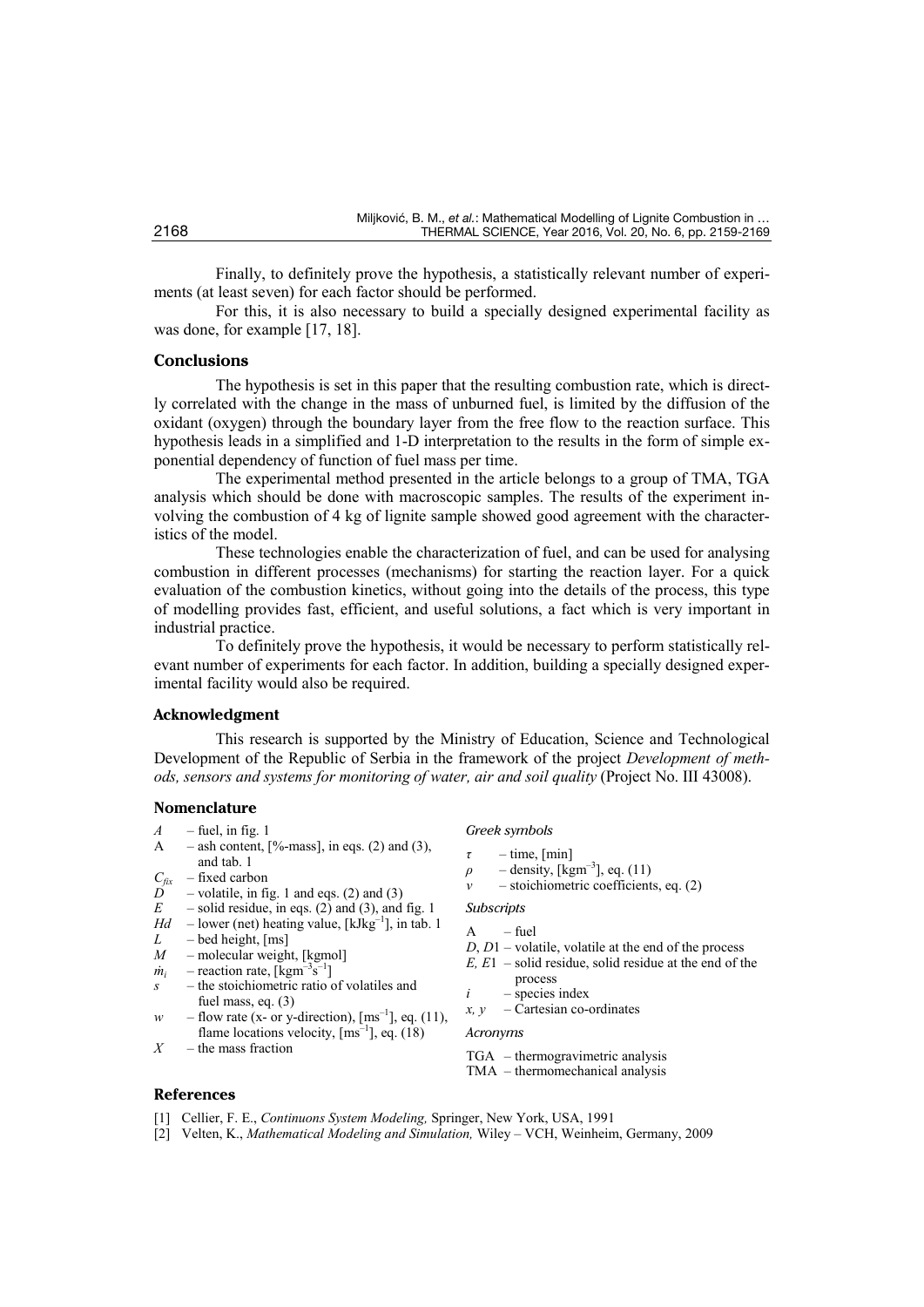Finally, to definitely prove the hypothesis, a statistically relevant number of experiments (at least seven) for each factor should be performed.

For this, it is also necessary to build a specially designed experimental facility as was done, for example [17, 18].

## Conclusions

The hypothesis is set in this paper that the resulting combustion rate, which is directly correlated with the change in the mass of unburned fuel, is limited by the diffusion of the oxidant (oxygen) through the boundary layer from the free flow to the reaction surface. This hypothesis leads in a simplified and 1-D interpretation to the results in the form of simple exponential dependency of function of fuel mass per time.

The experimental method presented in the article belongs to a group of TMA, TGA analysis which should be done with macroscopic samples. The results of the experiment involving the combustion of 4 kg of lignite sample showed good agreement with the characteristics of the model.

These technologies enable the characterization of fuel, and can be used for analysing combustion in different processes (mechanisms) for starting the reaction layer. For a quick evaluation of the combustion kinetics, without going into the details of the process, this type of modelling provides fast, efficient, and useful solutions, a fact which is very important in industrial practice.

To definitely prove the hypothesis, it would be necessary to perform statistically relevant number of experiments for each factor. In addition, building a specially designed experimental facility would also be required.

## Acknowledgment

This research is supported by the Ministry of Education, Science and Technological Development of the Republic of Serbia in the framework of the project *Development of methods, sensors and systems for monitoring of water, air and soil quality* (Project No. III 43008).

## Nomenclature

- $A$ – fuel, in fig. 1
- A – ash content, [%-mass], in eqs. (2) and (3), and tab. 1
- $C_{fix}$ – fixed carbon
- $D$ – volatile, in fig. 1 and eqs. (2) and (3)
- $E$ – solid residue, in eqs. (2) and (3), and fig. 1
- $Hd$ – lower (net) heating value, [$\text{kJkg}^{-1}$], in tab. 1
- $L$ – bed height, [ms]
- $M$ – molecular weight, [kgmol]
- $\dot{m}_i$ – reaction rate, [$\text{kgm}^{-3}\text{s}^{-1}$]
- $s$ – the stoichiometric ratio of volatiles and fuel mass, eq. (3)
- $w$ – flow rate (x- or y-direction), [$\text{ms}^{-1}$], eq. (11), flame locations velocity, [$\text{ms}^{-1}$], eq. (18)
- $X$ – the mass fraction

*Greek symbols*

- $\tau$ – time, [min]
- $\rho$ – density, [$\text{kgm}^{-3}$], eq. (11)
- $\nu$ – stoichiometric coefficients, eq. (2)

*Subscripts*

- A – fuel
- $D$, $D1$ – volatile, volatile at the end of the process
- $E$, $E1$ – solid residue, solid residue at the end of the process
- $i$ – species index
- $x$, $y$ – Cartesian co-ordinates

*Acronyms*

- TGA – thermogravimetric analysis
- TMA – thermomechanical analysis

## References

[1] Cellier, F. E., *Continuons System Modeling,* Springer, New York, USA, 1991

[2] Velten, K., *Mathematical Modeling and Simulation,* Wiley – VCH, Weinheim, Germany, 2009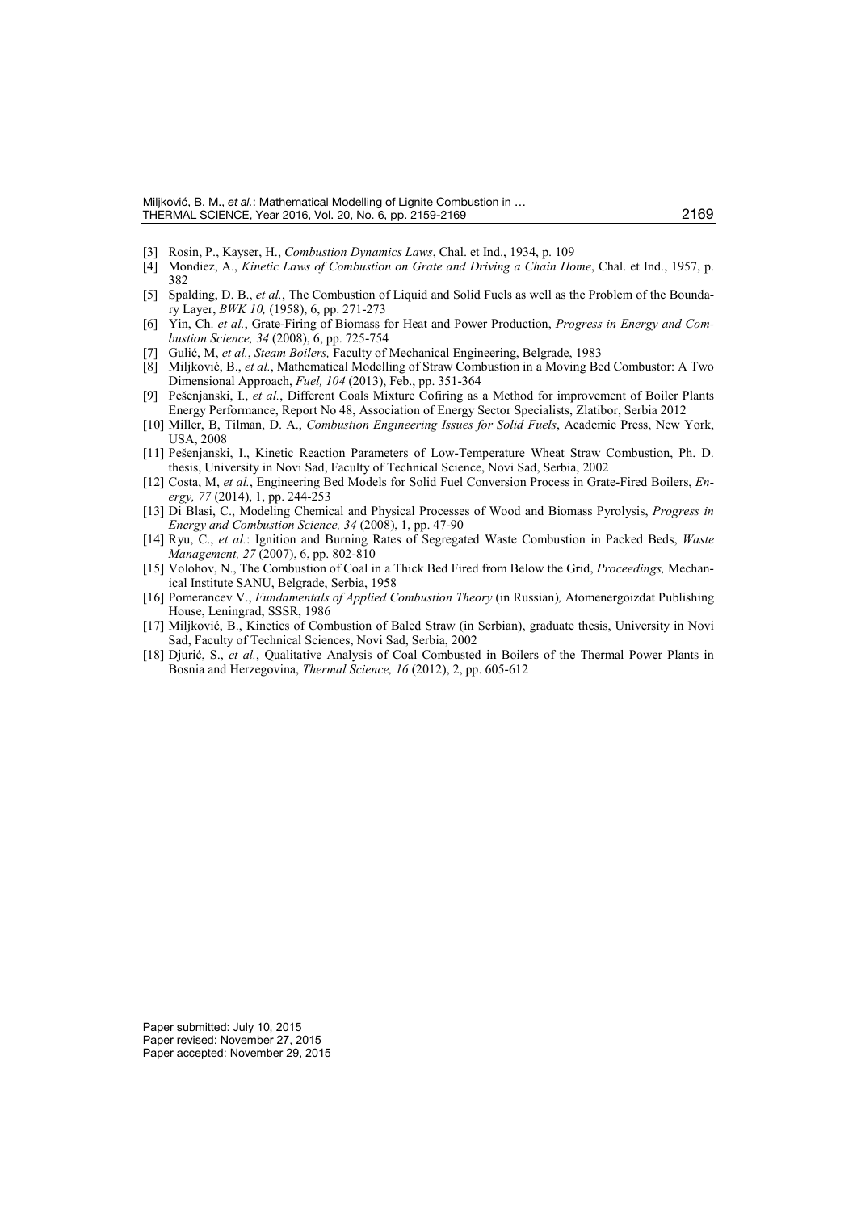[3] Rosin, P., Kayser, H., *Combustion Dynamics Laws*, Chal. et Ind., 1934, p. 109

[4] Mondiez, A., *Kinetic Laws of Combustion on Grate and Driving a Chain Home*, Chal. et Ind., 1957, p. 382

[5] Spalding, D. B., *et al.*, The Combustion of Liquid and Solid Fuels as well as the Problem of the Boundary Layer, *BWK 10,* (1958), 6, pp. 271-273

[6] Yin, Ch. *et al.*, Grate-Firing of Biomass for Heat and Power Production, *Progress in Energy and Combustion Science, 34* (2008), 6, pp. 725-754

[7] Gulić, M, *et al.*, *Steam Boilers,* Faculty of Mechanical Engineering, Belgrade, 1983

[8] Miljković, B., *et al.*, Mathematical Modelling of Straw Combustion in a Moving Bed Combustor: A Two Dimensional Approach, *Fuel, 104* (2013), Feb., pp. 351-364

[9] Pešenjanski, I., *et al.*, Different Coals Mixture Cofiring as a Method for improvement of Boiler Plants Energy Performance, Report No 48, Association of Energy Sector Specialists, Zlatibor, Serbia 2012

[10] Miller, B, Tilman, D. A., *Combustion Engineering Issues for Solid Fuels*, Academic Press, New York, USA, 2008

[11] Pešenjanski, I., Kinetic Reaction Parameters of Low-Temperature Wheat Straw Combustion, Ph. D. thesis, University in Novi Sad, Faculty of Technical Science, Novi Sad, Serbia, 2002

[12] Costa, M, *et al.*, Engineering Bed Models for Solid Fuel Conversion Process in Grate-Fired Boilers, *Energy, 77* (2014), 1, pp. 244-253

[13] Di Blasi, C., Modeling Chemical and Physical Processes of Wood and Biomass Pyrolysis, *Progress in Energy and Combustion Science, 34* (2008), 1, pp. 47-90

[14] Ryu, C., *et al.*: Ignition and Burning Rates of Segregated Waste Combustion in Packed Beds, *Waste Management, 27* (2007), 6, pp. 802-810

[15] Volohov, N., The Combustion of Coal in a Thick Bed Fired from Below the Grid, *Proceedings,* Mechanical Institute SANU, Belgrade, Serbia, 1958

[16] Pomerancev V., *Fundamentals of Applied Combustion Theory* (in Russian)*,* Atomenergoizdat Publishing House, Leningrad, SSSR, 1986

[17] Miljković, B., Kinetics of Combustion of Baled Straw (in Serbian), graduate thesis, University in Novi Sad, Faculty of Technical Sciences, Novi Sad, Serbia, 2002

[18] Djurić, S., *et al.*, Qualitative Analysis of Coal Combusted in Boilers of the Thermal Power Plants in Bosnia and Herzegovina, *Thermal Science, 16* (2012), 2, pp. 605-612

Paper submitted: July 10, 2015
Paper revised: November 27, 2015
Paper accepted: November 29, 2015